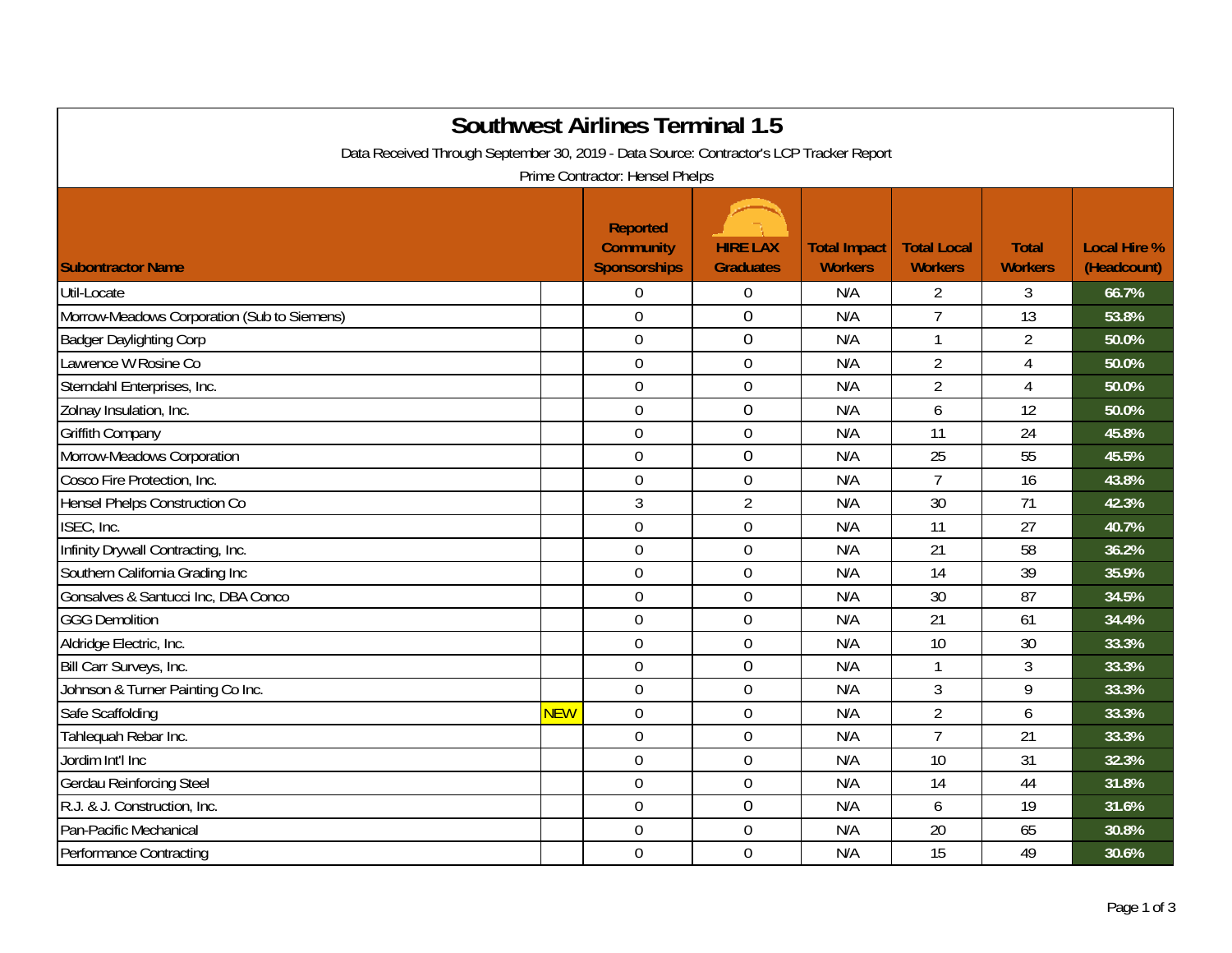# Southwest Airlines Terminal 1.5

Data Received Through September 30, 2019 - Data Source: Contractor's LCP Tracker Report

Prime Contractor: Hensel Phelps

| Subontractor Name | | Reported Community Sponsorships | HIRE LAX Graduates | Total Impact Workers | Total Local Workers | Total Workers | Local Hire % (Headcount) |
|---|---|---|---|---|---|---|---|
| Util-Locate | | 0 | 0 | N/A | 2 | 3 | 66.7% |
| Morrow-Meadows Corporation (Sub to Siemens) | | 0 | 0 | N/A | 7 | 13 | 53.8% |
| Badger Daylighting Corp | | 0 | 0 | N/A | 1 | 2 | 50.0% |
| Lawrence W Rosine Co | | 0 | 0 | N/A | 2 | 4 | 50.0% |
| Sterndahl Enterprises, Inc. | | 0 | 0 | N/A | 2 | 4 | 50.0% |
| Zolnay Insulation, Inc. | | 0 | 0 | N/A | 6 | 12 | 50.0% |
| Griffith Company | | 0 | 0 | N/A | 11 | 24 | 45.8% |
| Morrow-Meadows Corporation | | 0 | 0 | N/A | 25 | 55 | 45.5% |
| Cosco Fire Protection, Inc. | | 0 | 0 | N/A | 7 | 16 | 43.8% |
| Hensel Phelps Construction Co | | 3 | 2 | N/A | 30 | 71 | 42.3% |
| ISEC, Inc. | | 0 | 0 | N/A | 11 | 27 | 40.7% |
| Infinity Drywall Contracting, Inc. | | 0 | 0 | N/A | 21 | 58 | 36.2% |
| Southern California Grading Inc | | 0 | 0 | N/A | 14 | 39 | 35.9% |
| Gonsalves & Santucci Inc, DBA Conco | | 0 | 0 | N/A | 30 | 87 | 34.5% |
| GGG Demolition | | 0 | 0 | N/A | 21 | 61 | 34.4% |
| Aldridge Electric, Inc. | | 0 | 0 | N/A | 10 | 30 | 33.3% |
| Bill Carr Surveys, Inc. | | 0 | 0 | N/A | 1 | 3 | 33.3% |
| Johnson & Turner Painting Co Inc. | | 0 | 0 | N/A | 3 | 9 | 33.3% |
| Safe Scaffolding | NEW | 0 | 0 | N/A | 2 | 6 | 33.3% |
| Tahlequah Rebar Inc. | | 0 | 0 | N/A | 7 | 21 | 33.3% |
| Jordim Int'l Inc | | 0 | 0 | N/A | 10 | 31 | 32.3% |
| Gerdau Reinforcing Steel | | 0 | 0 | N/A | 14 | 44 | 31.8% |
| R.J. & J. Construction, Inc. | | 0 | 0 | N/A | 6 | 19 | 31.6% |
| Pan-Pacific Mechanical | | 0 | 0 | N/A | 20 | 65 | 30.8% |
| Performance Contracting | | 0 | 0 | N/A | 15 | 49 | 30.6% |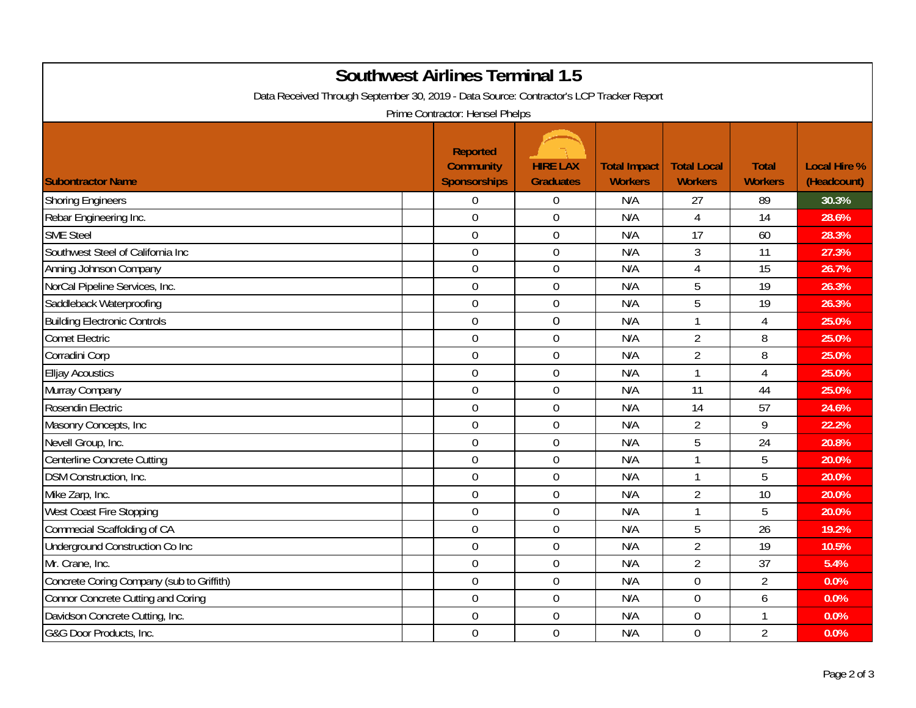# Southwest Airlines Terminal 1.5

Data Received Through September 30, 2019 - Data Source: Contractor's LCP Tracker Report

Prime Contractor: Hensel Phelps

| Subontractor Name | Reported Community Sponsorships | HIRE LAX Graduates | Total Impact Workers | Total Local Workers | Total Workers | Local Hire % (Headcount) |
|---|---|---|---|---|---|---|
| Shoring Engineers | 0 | 0 | N/A | 27 | 89 | 30.3% |
| Rebar Engineering Inc. | 0 | 0 | N/A | 4 | 14 | 28.6% |
| SME Steel | 0 | 0 | N/A | 17 | 60 | 28.3% |
| Southwest Steel of California Inc | 0 | 0 | N/A | 3 | 11 | 27.3% |
| Anning Johnson Company | 0 | 0 | N/A | 4 | 15 | 26.7% |
| NorCal Pipeline Services, Inc. | 0 | 0 | N/A | 5 | 19 | 26.3% |
| Saddleback Waterproofing | 0 | 0 | N/A | 5 | 19 | 26.3% |
| Building Electronic Controls | 0 | 0 | N/A | 1 | 4 | 25.0% |
| Comet Electric | 0 | 0 | N/A | 2 | 8 | 25.0% |
| Corradini Corp | 0 | 0 | N/A | 2 | 8 | 25.0% |
| Elljay Acoustics | 0 | 0 | N/A | 1 | 4 | 25.0% |
| Murray Company | 0 | 0 | N/A | 11 | 44 | 25.0% |
| Rosendin Electric | 0 | 0 | N/A | 14 | 57 | 24.6% |
| Masonry Concepts, Inc | 0 | 0 | N/A | 2 | 9 | 22.2% |
| Nevell Group, Inc. | 0 | 0 | N/A | 5 | 24 | 20.8% |
| Centerline Concrete Cutting | 0 | 0 | N/A | 1 | 5 | 20.0% |
| DSM Construction, Inc. | 0 | 0 | N/A | 1 | 5 | 20.0% |
| Mike Zarp, Inc. | 0 | 0 | N/A | 2 | 10 | 20.0% |
| West Coast Fire Stopping | 0 | 0 | N/A | 1 | 5 | 20.0% |
| Commecial Scaffolding of CA | 0 | 0 | N/A | 5 | 26 | 19.2% |
| Underground Construction Co Inc | 0 | 0 | N/A | 2 | 19 | 10.5% |
| Mr. Crane, Inc. | 0 | 0 | N/A | 2 | 37 | 5.4% |
| Concrete Coring Company (sub to Griffith) | 0 | 0 | N/A | 0 | 2 | 0.0% |
| Connor Concrete Cutting and Coring | 0 | 0 | N/A | 0 | 6 | 0.0% |
| Davidson Concrete Cutting, Inc. | 0 | 0 | N/A | 0 | 1 | 0.0% |
| G&G Door Products, Inc. | 0 | 0 | N/A | 0 | 2 | 0.0% |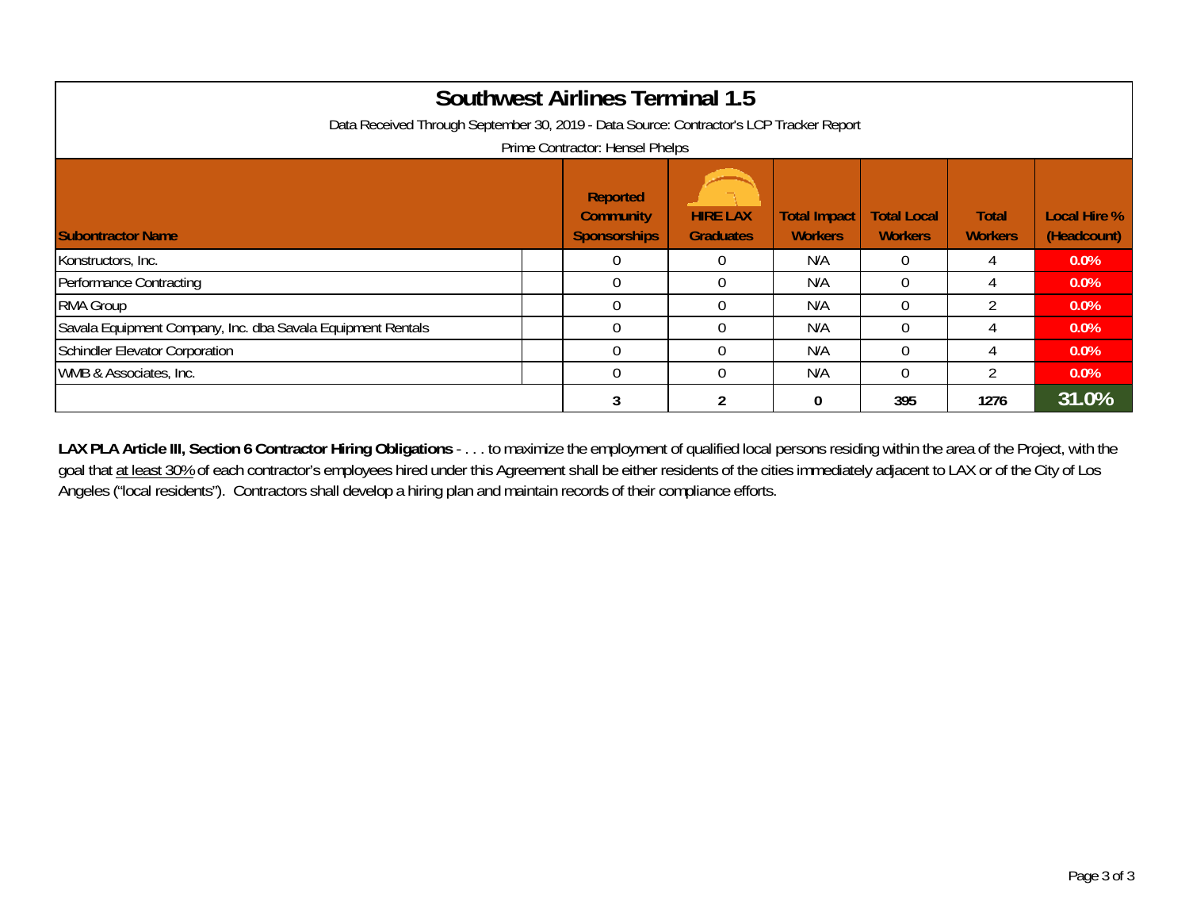# Southwest Airlines Terminal 1.5

Data Received Through September 30, 2019 - Data Source: Contractor's LCP Tracker Report

Prime Contractor: Hensel Phelps

| Subcontractor Name | Reported Community Sponsorships | HIRE LAX Graduates | Total Impact Workers | Total Local Workers | Total Workers | Local Hire % (Headcount) |
|---|---|---|---|---|---|---|
| Konstructors, Inc. | 0 | 0 | N/A | 0 | 4 | 0.0% |
| Performance Contracting | 0 | 0 | N/A | 0 | 4 | 0.0% |
| RMA Group | 0 | 0 | N/A | 0 | 2 | 0.0% |
| Savala Equipment Company, Inc. dba Savala Equipment Rentals | 0 | 0 | N/A | 0 | 4 | 0.0% |
| Schindler Elevator Corporation | 0 | 0 | N/A | 0 | 4 | 0.0% |
| WMB & Associates, Inc. | 0 | 0 | N/A | 0 | 2 | 0.0% |
| | **3** | **2** | **0** | **395** | **1276** | **31.0%** |

**LAX PLA Article III, Section 6 Contractor Hiring Obligations** - . . . to maximize the employment of qualified local persons residing within the area of the Project, with the goal that at least 30% of each contractor's employees hired under this Agreement shall be either residents of the cities immediately adjacent to LAX or of the City of Los Angeles ("local residents"). Contractors shall develop a hiring plan and maintain records of their compliance efforts.